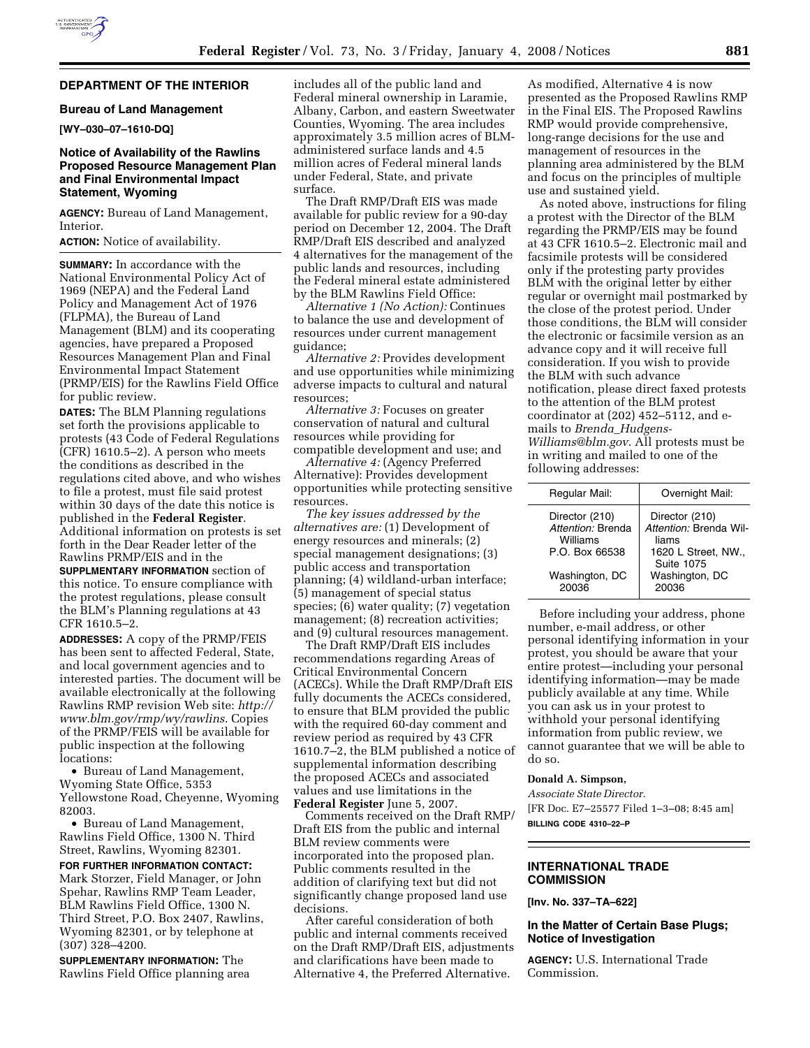## DEPARTMENT OF THE INTERIOR

### Bureau of Land Management

**[WY–030–07–1610-DQ]**

### Notice of Availability of the Rawlins Proposed Resource Management Plan and Final Environmental Impact Statement, Wyoming

**AGENCY:** Bureau of Land Management, Interior.

**ACTION:** Notice of availability.

**SUMMARY:** In accordance with the National Environmental Policy Act of 1969 (NEPA) and the Federal Land Policy and Management Act of 1976 (FLPMA), the Bureau of Land Management (BLM) and its cooperating agencies, have prepared a Proposed Resources Management Plan and Final Environmental Impact Statement (PRMP/EIS) for the Rawlins Field Office for public review.

**DATES:** The BLM Planning regulations set forth the provisions applicable to protests (43 Code of Federal Regulations (CFR) 1610.5–2). A person who meets the conditions as described in the regulations cited above, and who wishes to file a protest, must file said protest within 30 days of the date this notice is published in the **Federal Register**. Additional information on protests is set forth in the Dear Reader letter of the Rawlins PRMP/EIS and in the **SUPPLMENTARY INFORMATION** section of this notice. To ensure compliance with the protest regulations, please consult the BLM's Planning regulations at 43 CFR 1610.5–2.

**ADDRESSES:** A copy of the PRMP/FEIS has been sent to affected Federal, State, and local government agencies and to interested parties. The document will be available electronically at the following Rawlins RMP revision Web site: *http://www.blm.gov/rmp/wy/rawlins*. Copies of the PRMP/FEIS will be available for public inspection at the following locations:

- Bureau of Land Management, Wyoming State Office, 5353 Yellowstone Road, Cheyenne, Wyoming 82003.
- Bureau of Land Management, Rawlins Field Office, 1300 N. Third Street, Rawlins, Wyoming 82301.

**FOR FURTHER INFORMATION CONTACT:** Mark Storzer, Field Manager, or John Spehar, Rawlins RMP Team Leader, BLM Rawlins Field Office, 1300 N. Third Street, P.O. Box 2407, Rawlins, Wyoming 82301, or by telephone at (307) 328–4200.

**SUPPLEMENTARY INFORMATION:** The Rawlins Field Office planning area includes all of the public land and Federal mineral ownership in Laramie, Albany, Carbon, and eastern Sweetwater Counties, Wyoming. The area includes approximately 3.5 million acres of BLM-administered surface lands and 4.5 million acres of Federal mineral lands under Federal, State, and private surface.

The Draft RMP/Draft EIS was made available for public review for a 90-day period on December 12, 2004. The Draft RMP/Draft EIS described and analyzed 4 alternatives for the management of the public lands and resources, including the Federal mineral estate administered by the BLM Rawlins Field Office:

*Alternative 1 (No Action):* Continues to balance the use and development of resources under current management guidance;

*Alternative 2:* Provides development and use opportunities while minimizing adverse impacts to cultural and natural resources;

*Alternative 3:* Focuses on greater conservation of natural and cultural resources while providing for compatible development and use; and

*Alternative 4:* (Agency Preferred Alternative): Provides development opportunities while protecting sensitive resources.

*The key issues addressed by the alternatives are:* (1) Development of energy resources and minerals; (2) special management designations; (3) public access and transportation planning; (4) wildland-urban interface; (5) management of special status species; (6) water quality; (7) vegetation management; (8) recreation activities; and (9) cultural resources management.

The Draft RMP/Draft EIS includes recommendations regarding Areas of Critical Environmental Concern (ACECs). While the Draft RMP/Draft EIS fully documents the ACECs considered, to ensure that BLM provided the public with the required 60-day comment and review period as required by 43 CFR 1610.7–2, the BLM published a notice of supplemental information describing the proposed ACECs and associated values and use limitations in the **Federal Register** June 5, 2007.

Comments received on the Draft RMP/Draft EIS from the public and internal BLM review comments were incorporated into the proposed plan. Public comments resulted in the addition of clarifying text but did not significantly change proposed land use decisions.

After careful consideration of both public and internal comments received on the Draft RMP/Draft EIS, adjustments and clarifications have been made to Alternative 4, the Preferred Alternative. As modified, Alternative 4 is now presented as the Proposed Rawlins RMP in the Final EIS. The Proposed Rawlins RMP would provide comprehensive, long-range decisions for the use and management of resources in the planning area administered by the BLM and focus on the principles of multiple use and sustained yield.

As noted above, instructions for filing a protest with the Director of the BLM regarding the PRMP/EIS may be found at 43 CFR 1610.5–2. Electronic mail and facsimile protests will be considered only if the protesting party provides BLM with the original letter by either regular or overnight mail postmarked by the close of the protest period. Under those conditions, the BLM will consider the electronic or facsimile version as an advance copy and it will receive full consideration. If you wish to provide the BLM with such advance notification, please direct faxed protests to the attention of the BLM protest coordinator at (202) 452–5112, and e-mails to *Brenda_Hudgens-Williams@blm.gov*. All protests must be in writing and mailed to one of the following addresses:

| Regular Mail: | Overnight Mail: |
| --- | --- |
| Director (210) *Attention:* Brenda Williams P.O. Box 66538 Washington, DC 20036 | Director (210) *Attention:* Brenda Williams 1620 L Street, NW., Suite 1075 Washington, DC 20036 |

Before including your address, phone number, e-mail address, or other personal identifying information in your protest, you should be aware that your entire protest—including your personal identifying information—may be made publicly available at any time. While you can ask us in your protest to withhold your personal identifying information from public review, we cannot guarantee that we will be able to do so.

**Donald A. Simpson,**

*Associate State Director.*

[FR Doc. E7–25577 Filed 1–3–08; 8:45 am]

**BILLING CODE 4310–22–P**

## INTERNATIONAL TRADE COMMISSION

**[Inv. No. 337–TA–622]**

### In the Matter of Certain Base Plugs; Notice of Investigation

**AGENCY:** U.S. International Trade Commission.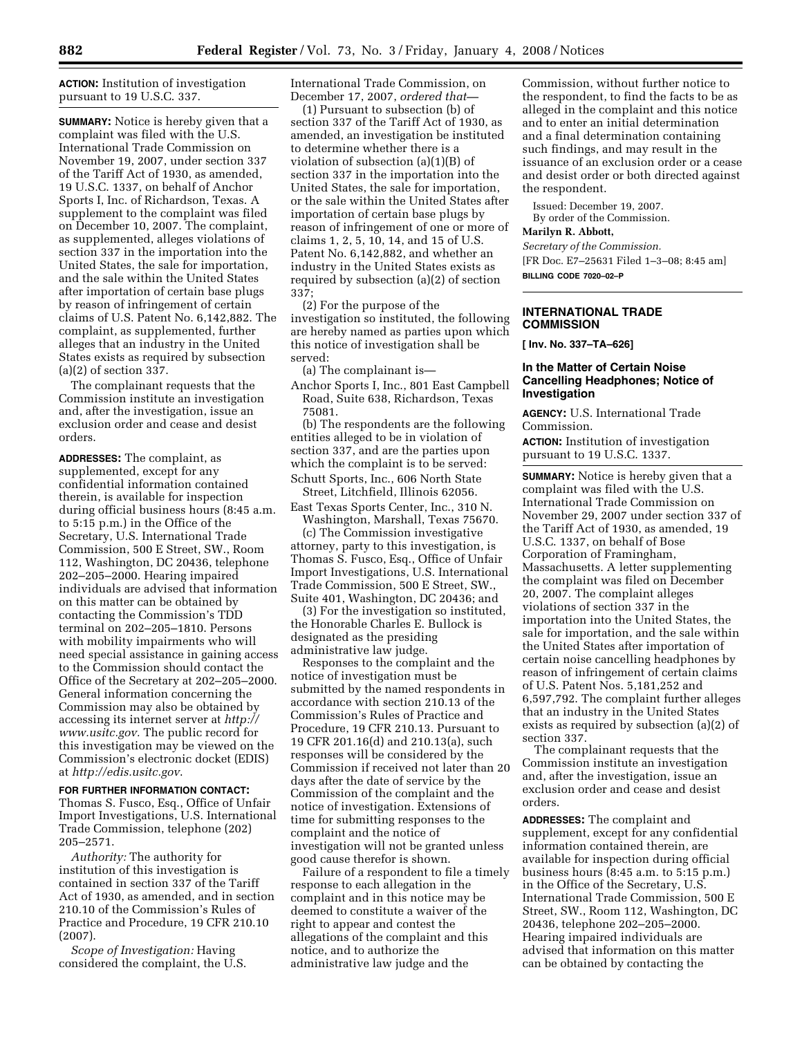**ACTION:** Institution of investigation pursuant to 19 U.S.C. 337.

**SUMMARY:** Notice is hereby given that a complaint was filed with the U.S. International Trade Commission on November 19, 2007, under section 337 of the Tariff Act of 1930, as amended, 19 U.S.C. 1337, on behalf of Anchor Sports I, Inc. of Richardson, Texas. A supplement to the complaint was filed on December 10, 2007. The complaint, as supplemented, alleges violations of section 337 in the importation into the United States, the sale for importation, and the sale within the United States after importation of certain base plugs by reason of infringement of certain claims of U.S. Patent No. 6,142,882. The complaint, as supplemented, further alleges that an industry in the United States exists as required by subsection (a)(2) of section 337.

The complainant requests that the Commission institute an investigation and, after the investigation, issue an exclusion order and cease and desist orders.

**ADDRESSES:** The complaint, as supplemented, except for any confidential information contained therein, is available for inspection during official business hours (8:45 a.m. to 5:15 p.m.) in the Office of the Secretary, U.S. International Trade Commission, 500 E Street, SW., Room 112, Washington, DC 20436, telephone 202–205–2000. Hearing impaired individuals are advised that information on this matter can be obtained by contacting the Commission's TDD terminal on 202–205–1810. Persons with mobility impairments who will need special assistance in gaining access to the Commission should contact the Office of the Secretary at 202–205–2000. General information concerning the Commission may also be obtained by accessing its internet server at *http://www.usitc.gov.* The public record for this investigation may be viewed on the Commission's electronic docket (EDIS) at *http://edis.usitc.gov*.

**FOR FURTHER INFORMATION CONTACT:** Thomas S. Fusco, Esq., Office of Unfair Import Investigations, U.S. International Trade Commission, telephone (202) 205–2571.

*Authority:* The authority for institution of this investigation is contained in section 337 of the Tariff Act of 1930, as amended, and in section 210.10 of the Commission's Rules of Practice and Procedure, 19 CFR 210.10 (2007).

*Scope of Investigation:* Having considered the complaint, the U.S. International Trade Commission, on December 17, 2007, *ordered that*—

(1) Pursuant to subsection (b) of section 337 of the Tariff Act of 1930, as amended, an investigation be instituted to determine whether there is a violation of subsection (a)(1)(B) of section 337 in the importation into the United States, the sale for importation, or the sale within the United States after importation of certain base plugs by reason of infringement of one or more of claims 1, 2, 5, 10, 14, and 15 of U.S. Patent No. 6,142,882, and whether an industry in the United States exists as required by subsection (a)(2) of section 337;

(2) For the purpose of the investigation so instituted, the following are hereby named as parties upon which this notice of investigation shall be served:

(a) The complainant is—

Anchor Sports I, Inc., 801 East Campbell Road, Suite 638, Richardson, Texas 75081.

(b) The respondents are the following entities alleged to be in violation of section 337, and are the parties upon which the complaint is to be served:

Schutt Sports, Inc., 606 North State Street, Litchfield, Illinois 62056.

East Texas Sports Center, Inc., 310 N. Washington, Marshall, Texas 75670.

(c) The Commission investigative attorney, party to this investigation, is Thomas S. Fusco, Esq., Office of Unfair Import Investigations, U.S. International Trade Commission, 500 E Street, SW., Suite 401, Washington, DC 20436; and

(3) For the investigation so instituted, the Honorable Charles E. Bullock is designated as the presiding administrative law judge.

Responses to the complaint and the notice of investigation must be submitted by the named respondents in accordance with section 210.13 of the Commission's Rules of Practice and Procedure, 19 CFR 210.13. Pursuant to 19 CFR 201.16(d) and 210.13(a), such responses will be considered by the Commission if received not later than 20 days after the date of service by the Commission of the complaint and the notice of investigation. Extensions of time for submitting responses to the complaint and the notice of investigation will not be granted unless good cause therefor is shown.

Failure of a respondent to file a timely response to each allegation in the complaint and in this notice may be deemed to constitute a waiver of the right to appear and contest the allegations of the complaint and this notice, and to authorize the administrative law judge and the Commission, without further notice to the respondent, to find the facts to be as alleged in the complaint and this notice and to enter an initial determination and a final determination containing such findings, and may result in the issuance of an exclusion order or a cease and desist order or both directed against the respondent.

Issued: December 19, 2007.

By order of the Commission.

**Marilyn R. Abbott,**

*Secretary of the Commission.*

[FR Doc. E7–25631 Filed 1–3–08; 8:45 am]

**BILLING CODE 7020–02–P**

## INTERNATIONAL TRADE COMMISSION

**[ Inv. No. 337–TA–626]**

### In the Matter of Certain Noise Cancelling Headphones; Notice of Investigation

**AGENCY:** U.S. International Trade Commission.

**ACTION:** Institution of investigation pursuant to 19 U.S.C. 1337.

**SUMMARY:** Notice is hereby given that a complaint was filed with the U.S. International Trade Commission on November 29, 2007 under section 337 of the Tariff Act of 1930, as amended, 19 U.S.C. 1337, on behalf of Bose Corporation of Framingham, Massachusetts. A letter supplementing the complaint was filed on December 20, 2007. The complaint alleges violations of section 337 in the importation into the United States, the sale for importation, and the sale within the United States after importation of certain noise cancelling headphones by reason of infringement of certain claims of U.S. Patent Nos. 5,181,252 and 6,597,792. The complaint further alleges that an industry in the United States exists as required by subsection (a)(2) of section 337.

The complainant requests that the Commission institute an investigation and, after the investigation, issue an exclusion order and cease and desist orders.

**ADDRESSES:** The complaint and supplement, except for any confidential information contained therein, are available for inspection during official business hours (8:45 a.m. to 5:15 p.m.) in the Office of the Secretary, U.S. International Trade Commission, 500 E Street, SW., Room 112, Washington, DC 20436, telephone 202–205–2000. Hearing impaired individuals are advised that information on this matter can be obtained by contacting the